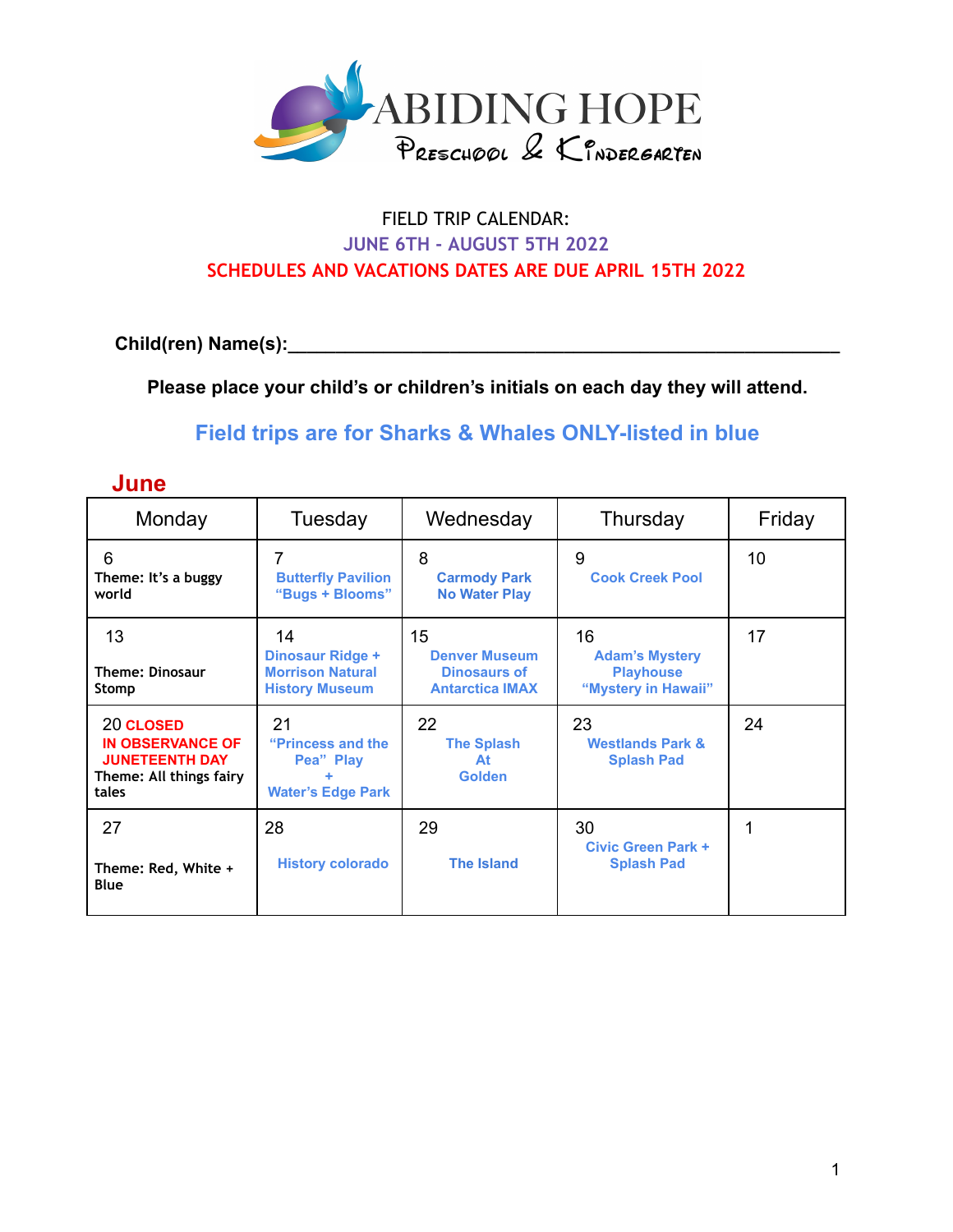ABIDING HOPE
Preschool & Kindergarten

FIELD TRIP CALENDAR:

JUNE 6TH - AUGUST 5TH 2022

SCHEDULES AND VACATIONS DATES ARE DUE APRIL 15TH 2022

**Child(ren) Name(s):**\_\_\_\_\_\_\_\_\_\_\_\_\_\_\_\_\_\_\_\_\_\_\_\_\_\_\_\_\_\_\_\_\_\_\_\_\_\_\_\_\_\_\_\_

**Please place your child's or children's initials on each day they will attend.**

**Field trips are for Sharks & Whales ONLY-listed in blue**

## June

| Monday | Tuesday | Wednesday | Thursday | Friday |
|---|---|---|---|---|
| 6<br>Theme: It's a buggy world | 7<br>**Butterfly Pavilion "Bugs + Blooms"** | 8<br>**Carmody Park No Water Play** | 9<br>**Cook Creek Pool** | 10 |
| 13<br>Theme: Dinosaur Stomp | 14<br>**Dinosaur Ridge + Morrison Natural History Museum** | 15<br>**Denver Museum Dinosaurs of Antarctica IMAX** | 16<br>**Adam's Mystery Playhouse "Mystery in Hawaii"** | 17 |
| 20 **CLOSED IN OBSERVANCE OF JUNETEENTH DAY**<br>Theme: All things fairy tales | 21<br>**"Princess and the Pea" Play + Water's Edge Park** | 22<br>**The Splash At Golden** | 23<br>**Westlands Park & Splash Pad** | 24 |
| 27<br>Theme: Red, White + Blue | 28<br>**History colorado** | 29<br>**The Island** | 30<br>**Civic Green Park + Splash Pad** | 1 |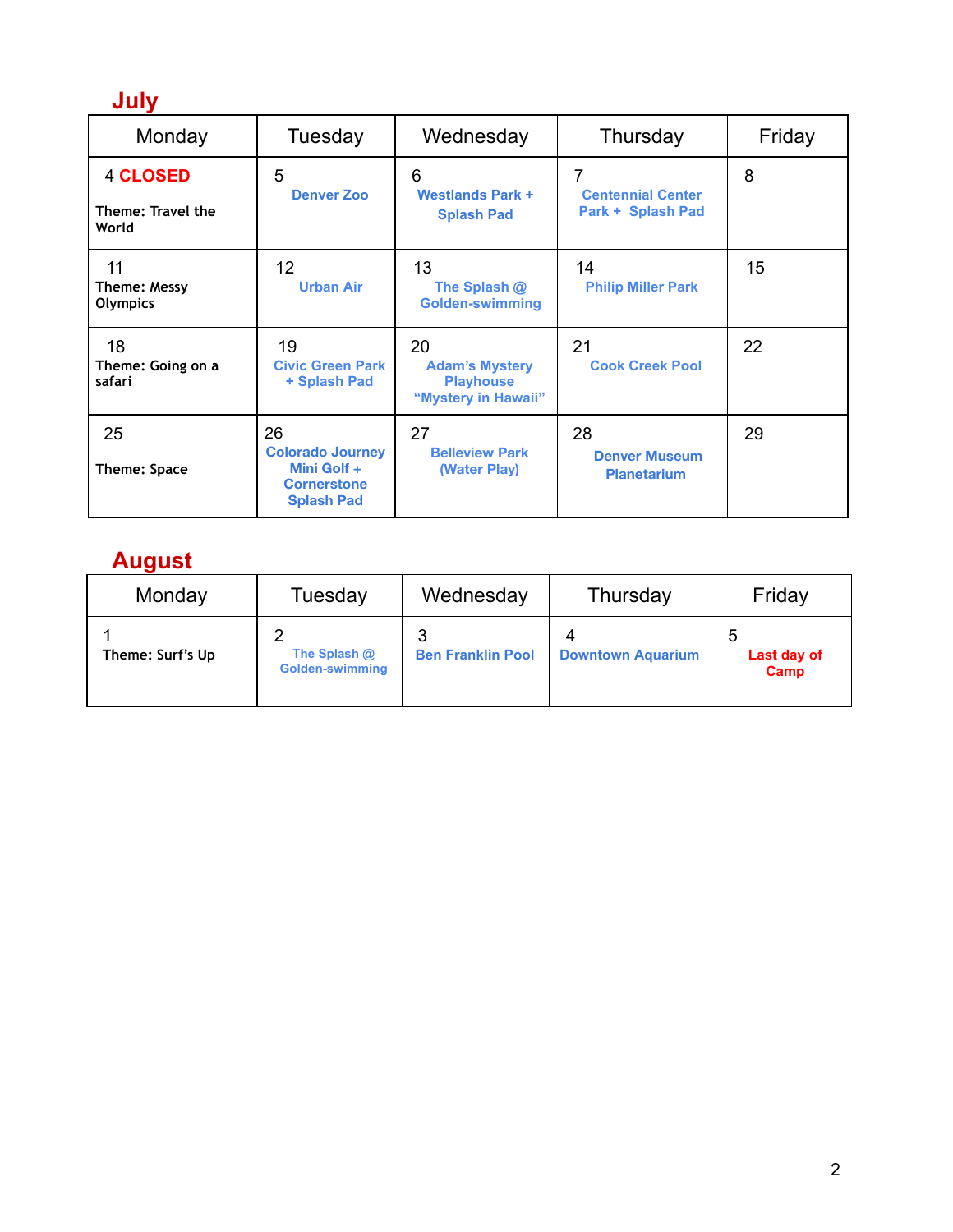## July

| Monday | Tuesday | Wednesday | Thursday | Friday |
|---|---|---|---|---|
| 4 **CLOSED** Theme: Travel the World | 5 Denver Zoo | 6 Westlands Park + Splash Pad | 7 Centennial Center Park + Splash Pad | 8 |
| 11 Theme: Messy Olympics | 12 Urban Air | 13 The Splash @ Golden-swimming | 14 Philip Miller Park | 15 |
| 18 Theme: Going on a safari | 19 Civic Green Park + Splash Pad | 20 Adam's Mystery Playhouse "Mystery in Hawaii" | 21 Cook Creek Pool | 22 |
| 25 Theme: Space | 26 Colorado Journey Mini Golf + Cornerstone Splash Pad | 27 Belleview Park (Water Play) | 28 Denver Museum Planetarium | 29 |

## August

| Monday | Tuesday | Wednesday | Thursday | Friday |
|---|---|---|---|---|
| 1 Theme: Surf's Up | 2 The Splash @ Golden-swimming | 3 Ben Franklin Pool | 4 Downtown Aquarium | 5 Last day of Camp |